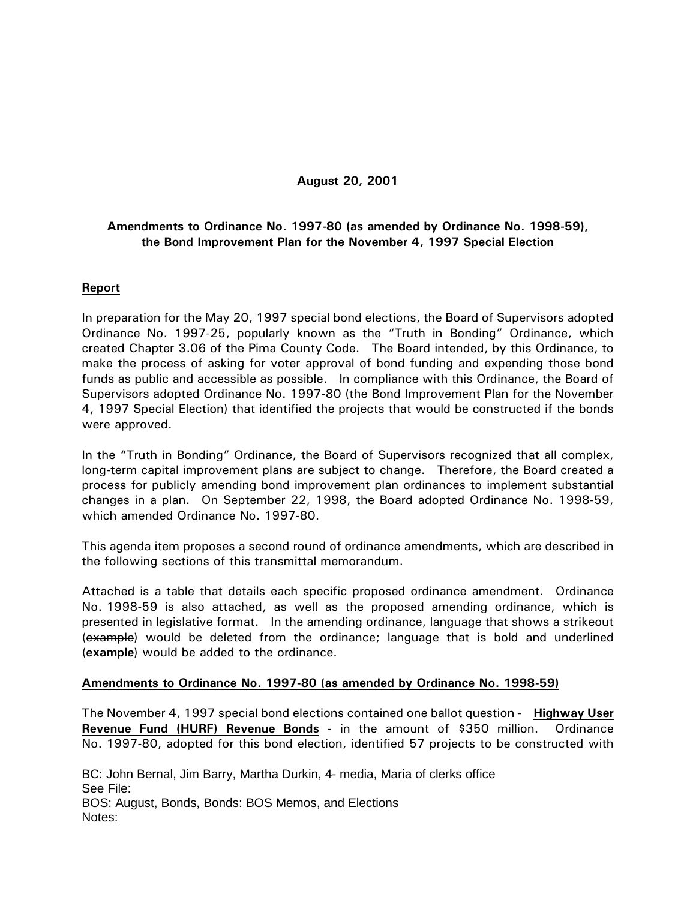**August 20, 2001**

**Amendments to Ordinance No. 1997-80 (as amended by Ordinance No. 1998-59), the Bond Improvement Plan for the November 4, 1997 Special Election**

**Report**

In preparation for the May 20, 1997 special bond elections, the Board of Supervisors adopted Ordinance No. 1997-25, popularly known as the "Truth in Bonding" Ordinance, which created Chapter 3.06 of the Pima County Code. The Board intended, by this Ordinance, to make the process of asking for voter approval of bond funding and expending those bond funds as public and accessible as possible. In compliance with this Ordinance, the Board of Supervisors adopted Ordinance No. 1997-80 (the Bond Improvement Plan for the November 4, 1997 Special Election) that identified the projects that would be constructed if the bonds were approved.

In the "Truth in Bonding" Ordinance, the Board of Supervisors recognized that all complex, long-term capital improvement plans are subject to change. Therefore, the Board created a process for publicly amending bond improvement plan ordinances to implement substantial changes in a plan. On September 22, 1998, the Board adopted Ordinance No. 1998-59, which amended Ordinance No. 1997-80.

This agenda item proposes a second round of ordinance amendments, which are described in the following sections of this transmittal memorandum.

Attached is a table that details each specific proposed ordinance amendment. Ordinance No. 1998-59 is also attached, as well as the proposed amending ordinance, which is presented in legislative format. In the amending ordinance, language that shows a strikeout (~~example~~) would be deleted from the ordinance; language that is bold and underlined (**example**) would be added to the ordinance.

**Amendments to Ordinance No. 1997-80 (as amended by Ordinance No. 1998-59)**

The November 4, 1997 special bond elections contained one ballot question - **Highway User Revenue Fund (HURF) Revenue Bonds** - in the amount of $350 million. Ordinance No. 1997-80, adopted for this bond election, identified 57 projects to be constructed with

BC: John Bernal, Jim Barry, Martha Durkin, 4- media, Maria of clerks office
See File:
BOS: August, Bonds, Bonds: BOS Memos, and Elections
Notes: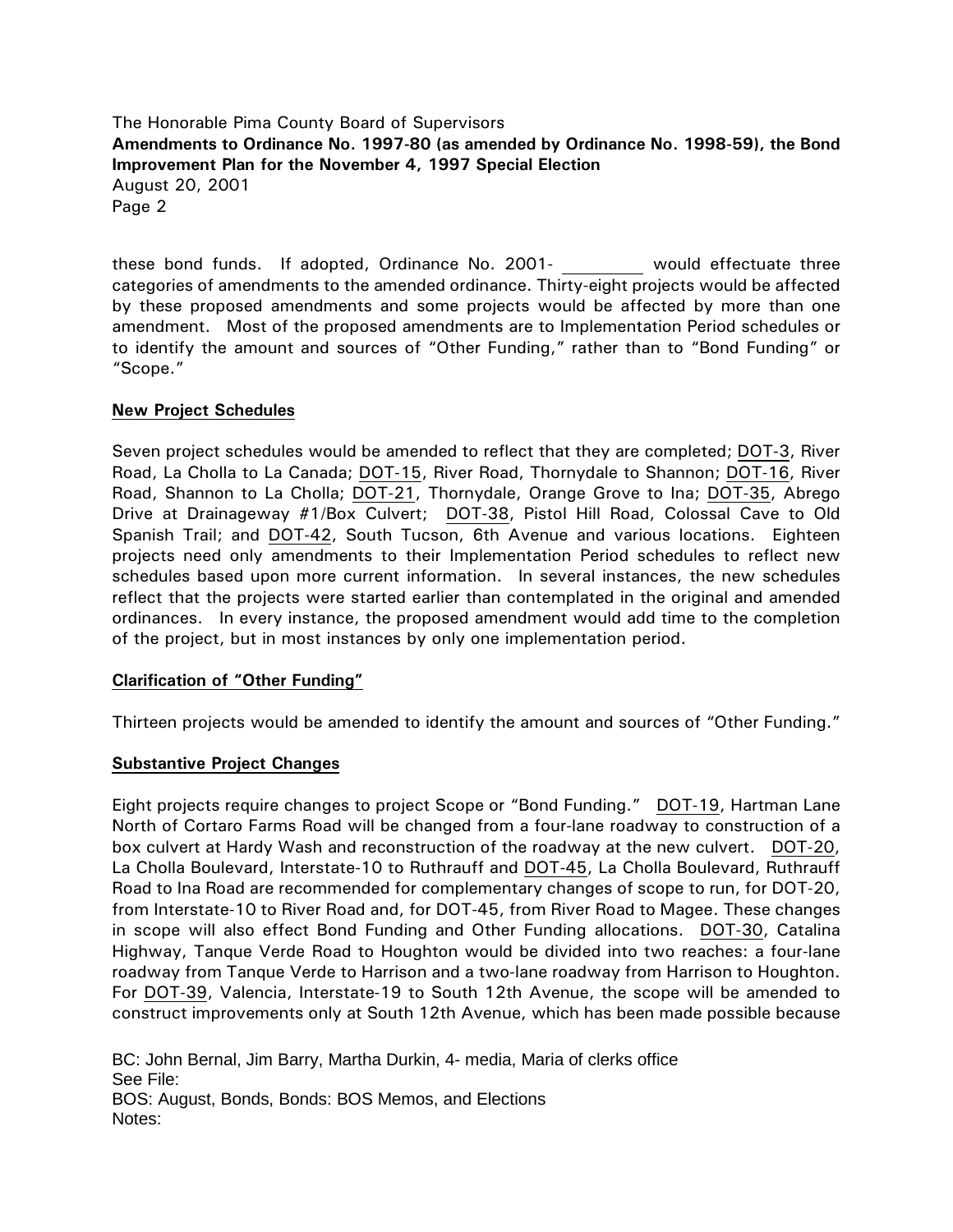these bond funds. If adopted, Ordinance No. 2001- ________ would effectuate three categories of amendments to the amended ordinance. Thirty-eight projects would be affected by these proposed amendments and some projects would be affected by more than one amendment. Most of the proposed amendments are to Implementation Period schedules or to identify the amount and sources of "Other Funding," rather than to "Bond Funding" or "Scope."

**New Project Schedules**

Seven project schedules would be amended to reflect that they are completed; DOT-3, River Road, La Cholla to La Canada; DOT-15, River Road, Thornydale to Shannon; DOT-16, River Road, Shannon to La Cholla; DOT-21, Thornydale, Orange Grove to Ina; DOT-35, Abrego Drive at Drainageway #1/Box Culvert; DOT-38, Pistol Hill Road, Colossal Cave to Old Spanish Trail; and DOT-42, South Tucson, 6th Avenue and various locations. Eighteen projects need only amendments to their Implementation Period schedules to reflect new schedules based upon more current information. In several instances, the new schedules reflect that the projects were started earlier than contemplated in the original and amended ordinances. In every instance, the proposed amendment would add time to the completion of the project, but in most instances by only one implementation period.

**Clarification of "Other Funding"**

Thirteen projects would be amended to identify the amount and sources of "Other Funding."

**Substantive Project Changes**

Eight projects require changes to project Scope or "Bond Funding." DOT-19, Hartman Lane North of Cortaro Farms Road will be changed from a four-lane roadway to construction of a box culvert at Hardy Wash and reconstruction of the roadway at the new culvert. DOT-20, La Cholla Boulevard, Interstate-10 to Ruthrauff and DOT-45, La Cholla Boulevard, Ruthrauff Road to Ina Road are recommended for complementary changes of scope to run, for DOT-20, from Interstate-10 to River Road and, for DOT-45, from River Road to Magee. These changes in scope will also effect Bond Funding and Other Funding allocations. DOT-30, Catalina Highway, Tanque Verde Road to Houghton would be divided into two reaches: a four-lane roadway from Tanque Verde to Harrison and a two-lane roadway from Harrison to Houghton. For DOT-39, Valencia, Interstate-19 to South 12th Avenue, the scope will be amended to construct improvements only at South 12th Avenue, which has been made possible because

BC: John Bernal, Jim Barry, Martha Durkin, 4- media, Maria of clerks office
See File:
BOS: August, Bonds, Bonds: BOS Memos, and Elections
Notes: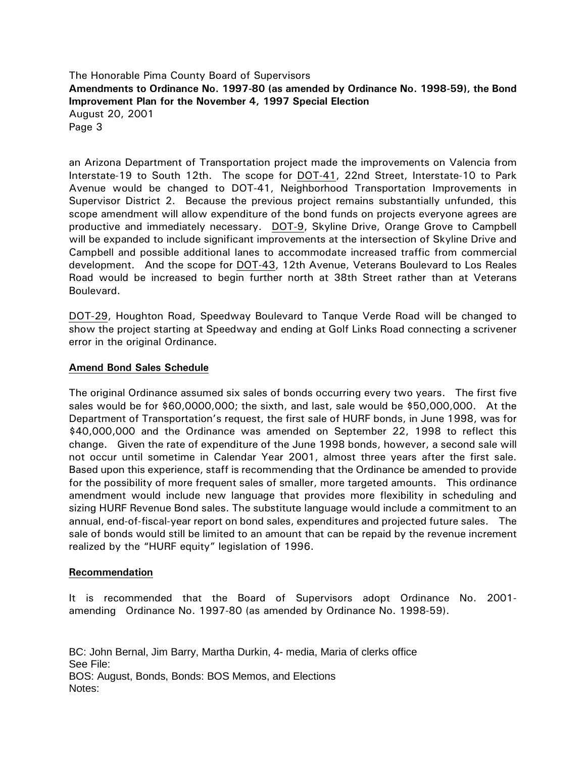an Arizona Department of Transportation project made the improvements on Valencia from Interstate-19 to South 12th. The scope for DOT-41, 22nd Street, Interstate-10 to Park Avenue would be changed to DOT-41, Neighborhood Transportation Improvements in Supervisor District 2. Because the previous project remains substantially unfunded, this scope amendment will allow expenditure of the bond funds on projects everyone agrees are productive and immediately necessary. DOT-9, Skyline Drive, Orange Grove to Campbell will be expanded to include significant improvements at the intersection of Skyline Drive and Campbell and possible additional lanes to accommodate increased traffic from commercial development. And the scope for DOT-43, 12th Avenue, Veterans Boulevard to Los Reales Road would be increased to begin further north at 38th Street rather than at Veterans Boulevard.

DOT-29, Houghton Road, Speedway Boulevard to Tanque Verde Road will be changed to show the project starting at Speedway and ending at Golf Links Road connecting a scrivener error in the original Ordinance.

**Amend Bond Sales Schedule**

The original Ordinance assumed six sales of bonds occurring every two years. The first five sales would be for $60,0000,000; the sixth, and last, sale would be $50,000,000. At the Department of Transportation's request, the first sale of HURF bonds, in June 1998, was for $40,000,000 and the Ordinance was amended on September 22, 1998 to reflect this change. Given the rate of expenditure of the June 1998 bonds, however, a second sale will not occur until sometime in Calendar Year 2001, almost three years after the first sale. Based upon this experience, staff is recommending that the Ordinance be amended to provide for the possibility of more frequent sales of smaller, more targeted amounts. This ordinance amendment would include new language that provides more flexibility in scheduling and sizing HURF Revenue Bond sales. The substitute language would include a commitment to an annual, end-of-fiscal-year report on bond sales, expenditures and projected future sales. The sale of bonds would still be limited to an amount that can be repaid by the revenue increment realized by the "HURF equity" legislation of 1996.

**Recommendation**

It is recommended that the Board of Supervisors adopt Ordinance No. 2001- amending Ordinance No. 1997-80 (as amended by Ordinance No. 1998-59).

BC: John Bernal, Jim Barry, Martha Durkin, 4- media, Maria of clerks office
See File:
BOS: August, Bonds, Bonds: BOS Memos, and Elections
Notes: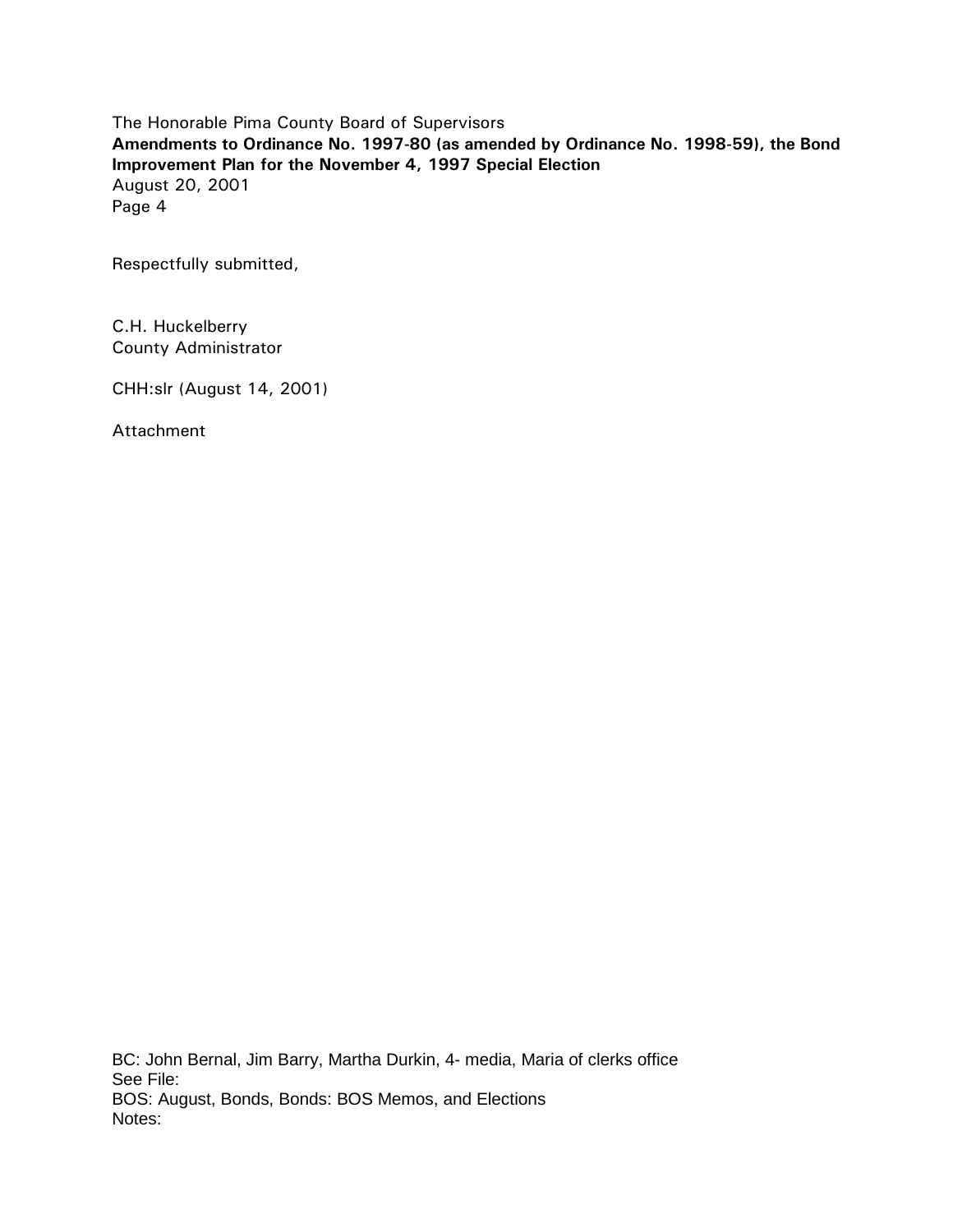Respectfully submitted,

C.H. Huckelberry
County Administrator

CHH:slr (August 14, 2001)

Attachment

BC: John Bernal, Jim Barry, Martha Durkin, 4- media, Maria of clerks office
See File:
BOS: August, Bonds, Bonds: BOS Memos, and Elections
Notes: